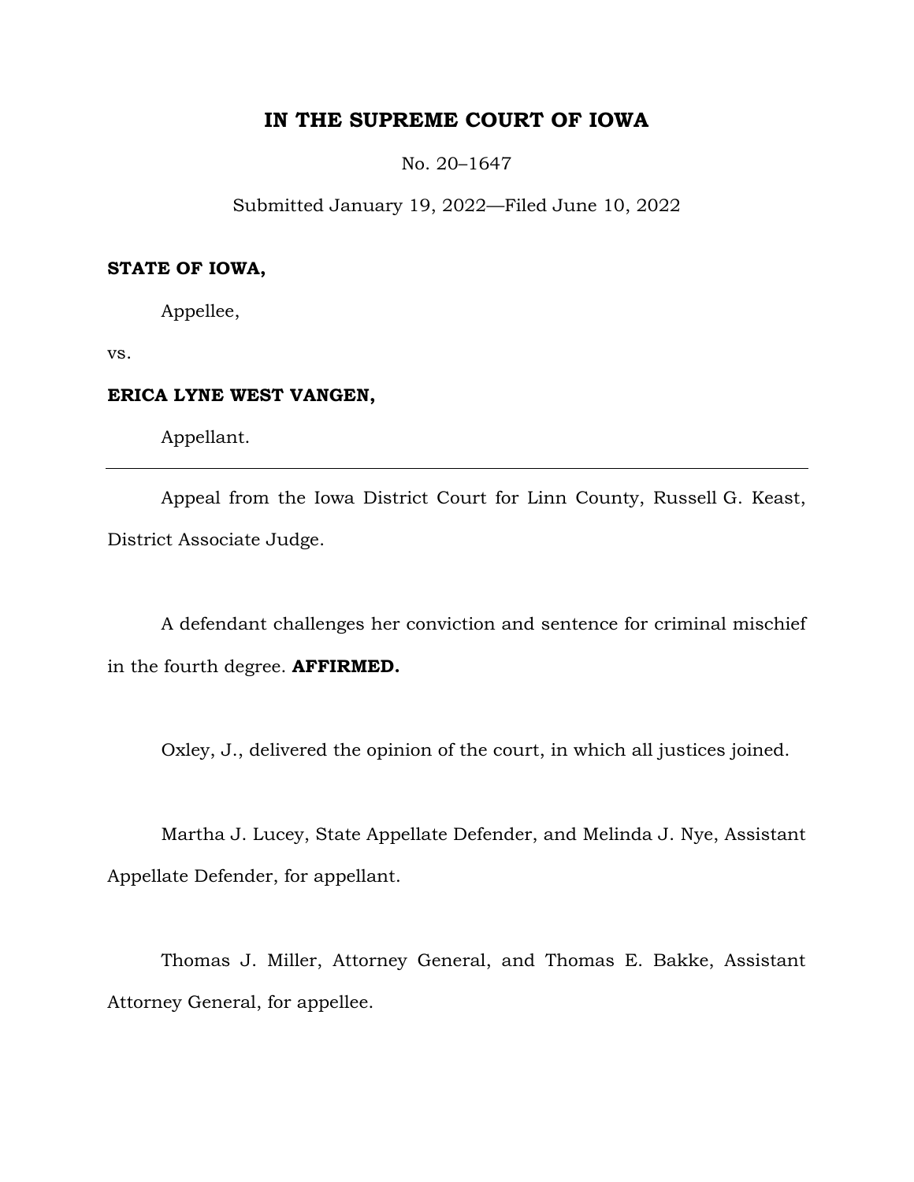# IN THE SUPREME COURT OF IOWA

No. 20–1647

Submitted January 19, 2022—Filed June 10, 2022

---

**STATE OF IOWA,**

Appellee,

vs.

**ERICA LYNE WEST VANGEN,**

Appellant.

---

Appeal from the Iowa District Court for Linn County, Russell G. Keast, District Associate Judge.

A defendant challenges her conviction and sentence for criminal mischief in the fourth degree. **AFFIRMED.**

Oxley, J., delivered the opinion of the court, in which all justices joined.

Martha J. Lucey, State Appellate Defender, and Melinda J. Nye, Assistant Appellate Defender, for appellant.

Thomas J. Miller, Attorney General, and Thomas E. Bakke, Assistant Attorney General, for appellee.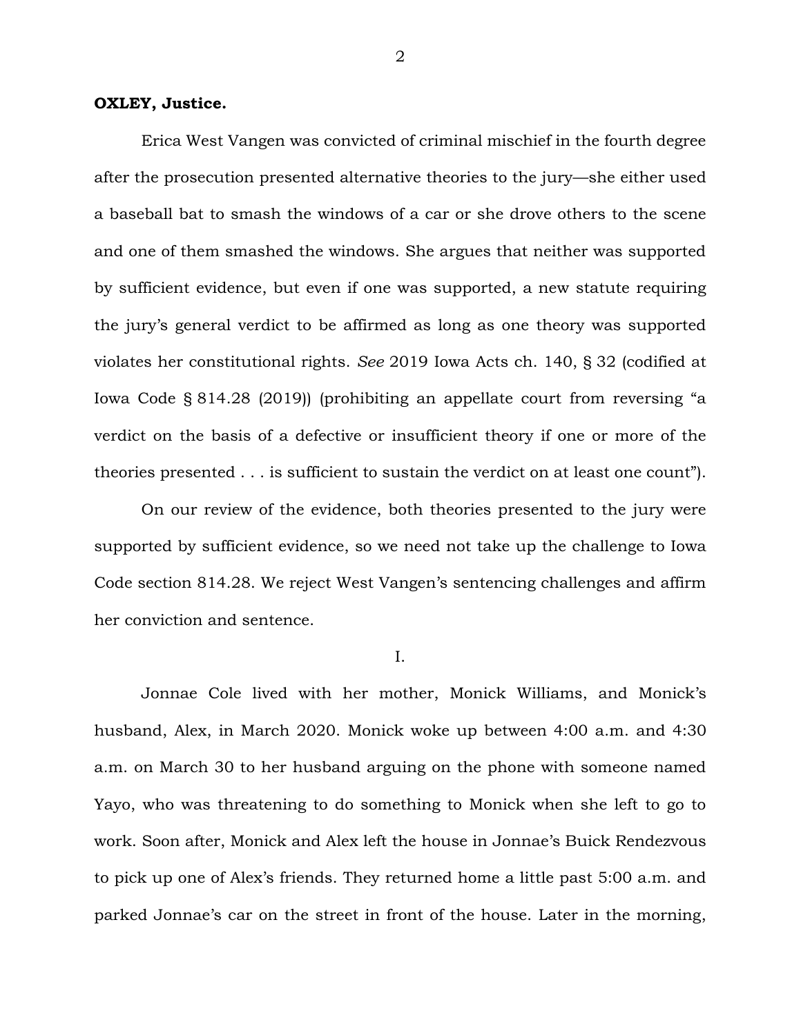**OXLEY, Justice.**

Erica West Vangen was convicted of criminal mischief in the fourth degree after the prosecution presented alternative theories to the jury—she either used a baseball bat to smash the windows of a car or she drove others to the scene and one of them smashed the windows. She argues that neither was supported by sufficient evidence, but even if one was supported, a new statute requiring the jury's general verdict to be affirmed as long as one theory was supported violates her constitutional rights. *See* 2019 Iowa Acts ch. 140, § 32 (codified at Iowa Code § 814.28 (2019)) (prohibiting an appellate court from reversing "a verdict on the basis of a defective or insufficient theory if one or more of the theories presented . . . is sufficient to sustain the verdict on at least one count").

On our review of the evidence, both theories presented to the jury were supported by sufficient evidence, so we need not take up the challenge to Iowa Code section 814.28. We reject West Vangen's sentencing challenges and affirm her conviction and sentence.

I.

Jonnae Cole lived with her mother, Monick Williams, and Monick's husband, Alex, in March 2020. Monick woke up between 4:00 a.m. and 4:30 a.m. on March 30 to her husband arguing on the phone with someone named Yayo, who was threatening to do something to Monick when she left to go to work. Soon after, Monick and Alex left the house in Jonnae's Buick Rendezvous to pick up one of Alex's friends. They returned home a little past 5:00 a.m. and parked Jonnae's car on the street in front of the house. Later in the morning,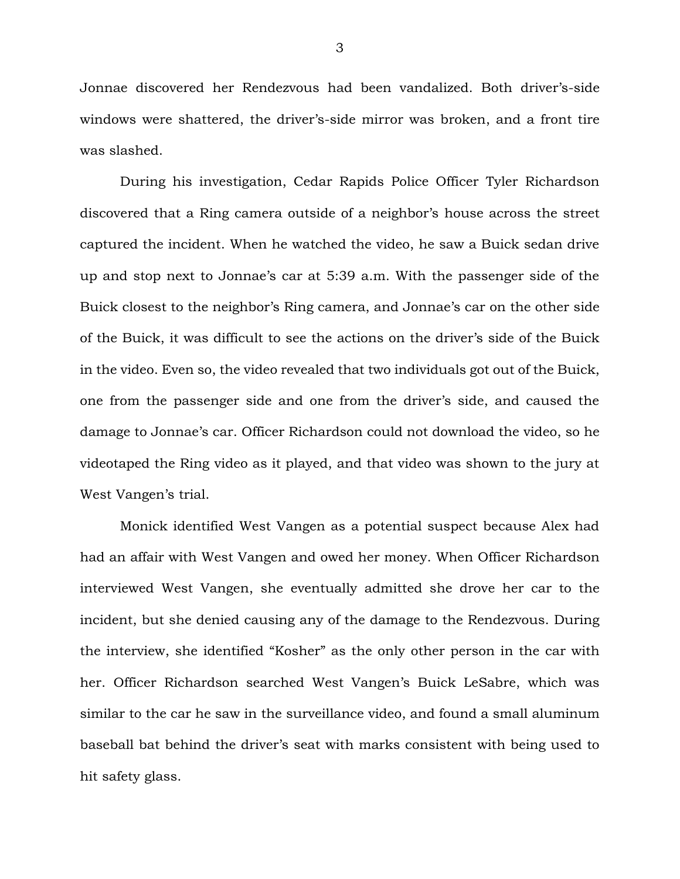Jonnae discovered her Rendezvous had been vandalized. Both driver's-side windows were shattered, the driver's-side mirror was broken, and a front tire was slashed.

During his investigation, Cedar Rapids Police Officer Tyler Richardson discovered that a Ring camera outside of a neighbor's house across the street captured the incident. When he watched the video, he saw a Buick sedan drive up and stop next to Jonnae's car at 5:39 a.m. With the passenger side of the Buick closest to the neighbor's Ring camera, and Jonnae's car on the other side of the Buick, it was difficult to see the actions on the driver's side of the Buick in the video. Even so, the video revealed that two individuals got out of the Buick, one from the passenger side and one from the driver's side, and caused the damage to Jonnae's car. Officer Richardson could not download the video, so he videotaped the Ring video as it played, and that video was shown to the jury at West Vangen's trial.

Monick identified West Vangen as a potential suspect because Alex had had an affair with West Vangen and owed her money. When Officer Richardson interviewed West Vangen, she eventually admitted she drove her car to the incident, but she denied causing any of the damage to the Rendezvous. During the interview, she identified "Kosher" as the only other person in the car with her. Officer Richardson searched West Vangen's Buick LeSabre, which was similar to the car he saw in the surveillance video, and found a small aluminum baseball bat behind the driver's seat with marks consistent with being used to hit safety glass.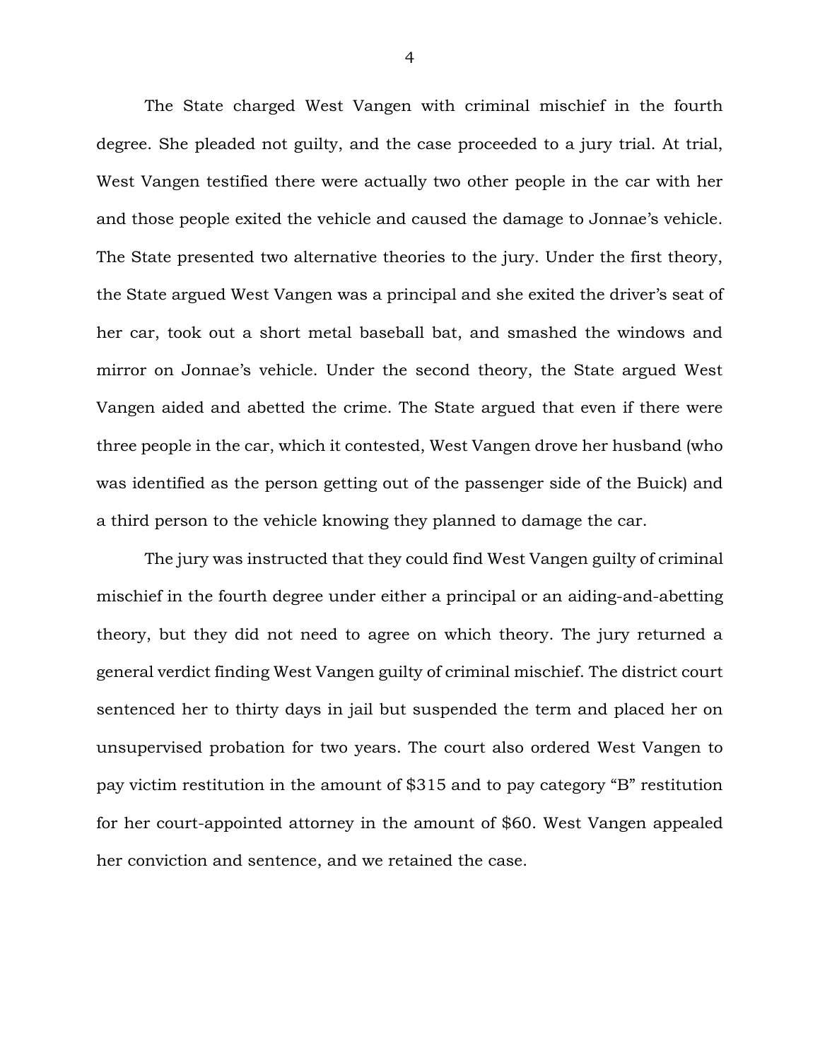The State charged West Vangen with criminal mischief in the fourth degree. She pleaded not guilty, and the case proceeded to a jury trial. At trial, West Vangen testified there were actually two other people in the car with her and those people exited the vehicle and caused the damage to Jonnae's vehicle. The State presented two alternative theories to the jury. Under the first theory, the State argued West Vangen was a principal and she exited the driver's seat of her car, took out a short metal baseball bat, and smashed the windows and mirror on Jonnae's vehicle. Under the second theory, the State argued West Vangen aided and abetted the crime. The State argued that even if there were three people in the car, which it contested, West Vangen drove her husband (who was identified as the person getting out of the passenger side of the Buick) and a third person to the vehicle knowing they planned to damage the car.

The jury was instructed that they could find West Vangen guilty of criminal mischief in the fourth degree under either a principal or an aiding-and-abetting theory, but they did not need to agree on which theory. The jury returned a general verdict finding West Vangen guilty of criminal mischief. The district court sentenced her to thirty days in jail but suspended the term and placed her on unsupervised probation for two years. The court also ordered West Vangen to pay victim restitution in the amount of $315 and to pay category "B" restitution for her court-appointed attorney in the amount of $60. West Vangen appealed her conviction and sentence, and we retained the case.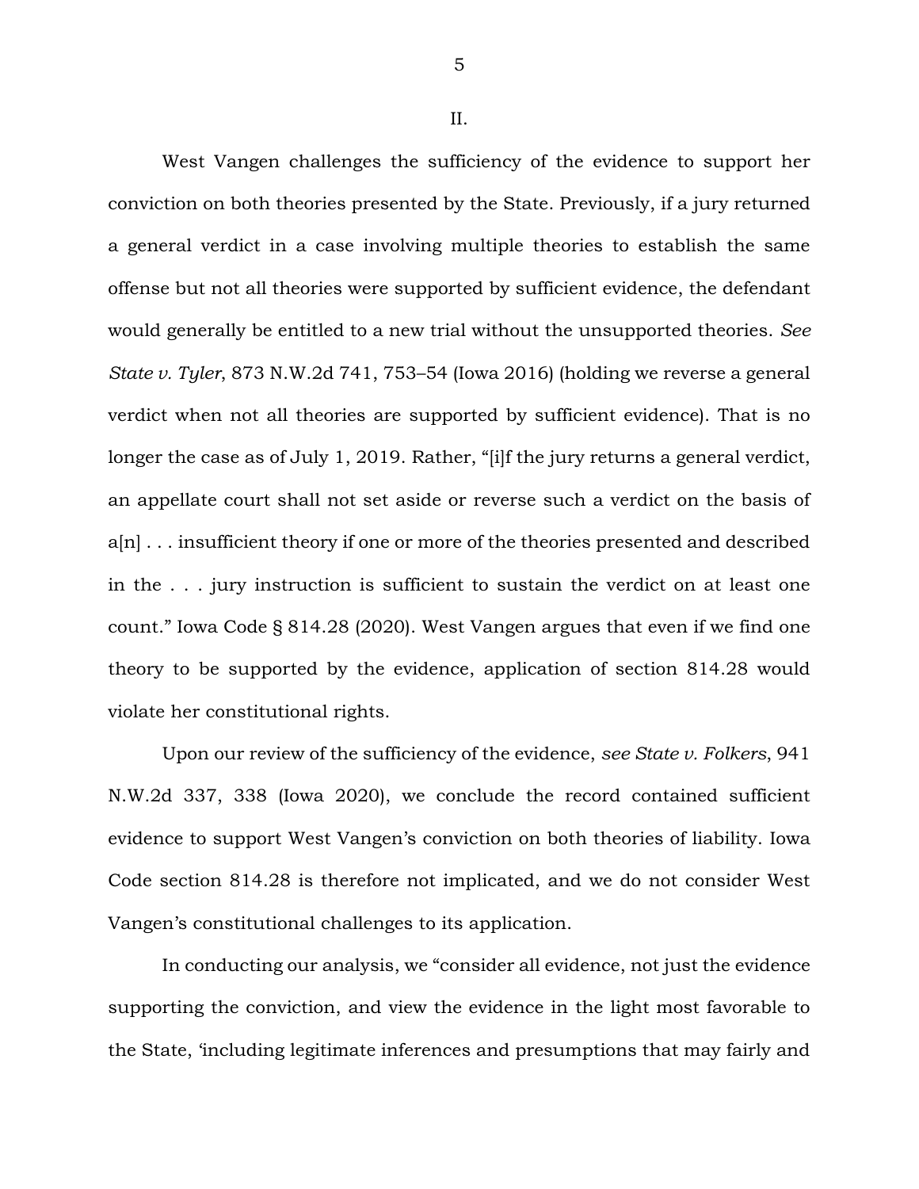II.

West Vangen challenges the sufficiency of the evidence to support her conviction on both theories presented by the State. Previously, if a jury returned a general verdict in a case involving multiple theories to establish the same offense but not all theories were supported by sufficient evidence, the defendant would generally be entitled to a new trial without the unsupported theories. *See State v. Tyler*, 873 N.W.2d 741, 753–54 (Iowa 2016) (holding we reverse a general verdict when not all theories are supported by sufficient evidence). That is no longer the case as of July 1, 2019. Rather, "[i]f the jury returns a general verdict, an appellate court shall not set aside or reverse such a verdict on the basis of a[n] . . . insufficient theory if one or more of the theories presented and described in the . . . jury instruction is sufficient to sustain the verdict on at least one count." Iowa Code § 814.28 (2020). West Vangen argues that even if we find one theory to be supported by the evidence, application of section 814.28 would violate her constitutional rights.

Upon our review of the sufficiency of the evidence, *see State v. Folkers*, 941 N.W.2d 337, 338 (Iowa 2020), we conclude the record contained sufficient evidence to support West Vangen's conviction on both theories of liability. Iowa Code section 814.28 is therefore not implicated, and we do not consider West Vangen's constitutional challenges to its application.

In conducting our analysis, we "consider all evidence, not just the evidence supporting the conviction, and view the evidence in the light most favorable to the State, 'including legitimate inferences and presumptions that may fairly and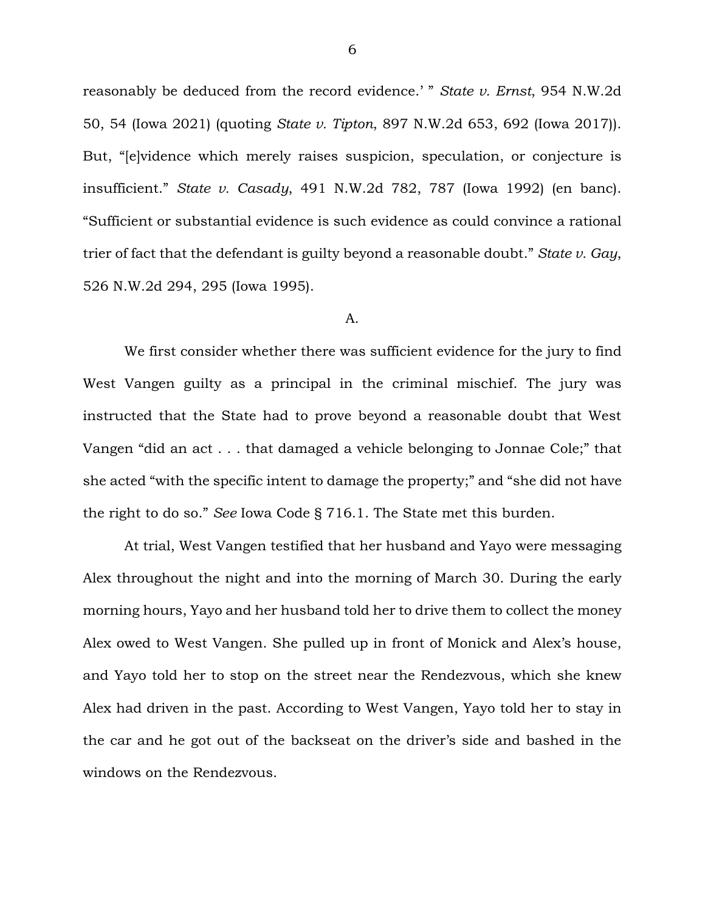reasonably be deduced from the record evidence.' " *State v. Ernst*, 954 N.W.2d 50, 54 (Iowa 2021) (quoting *State v. Tipton*, 897 N.W.2d 653, 692 (Iowa 2017)). But, "[e]vidence which merely raises suspicion, speculation, or conjecture is insufficient." *State v. Casady*, 491 N.W.2d 782, 787 (Iowa 1992) (en banc). "Sufficient or substantial evidence is such evidence as could convince a rational trier of fact that the defendant is guilty beyond a reasonable doubt." *State v. Gay*, 526 N.W.2d 294, 295 (Iowa 1995).

A.

We first consider whether there was sufficient evidence for the jury to find West Vangen guilty as a principal in the criminal mischief. The jury was instructed that the State had to prove beyond a reasonable doubt that West Vangen "did an act . . . that damaged a vehicle belonging to Jonnae Cole;" that she acted "with the specific intent to damage the property;" and "she did not have the right to do so." *See* Iowa Code § 716.1. The State met this burden.

At trial, West Vangen testified that her husband and Yayo were messaging Alex throughout the night and into the morning of March 30. During the early morning hours, Yayo and her husband told her to drive them to collect the money Alex owed to West Vangen. She pulled up in front of Monick and Alex's house, and Yayo told her to stop on the street near the Rendezvous, which she knew Alex had driven in the past. According to West Vangen, Yayo told her to stay in the car and he got out of the backseat on the driver's side and bashed in the windows on the Rendezvous.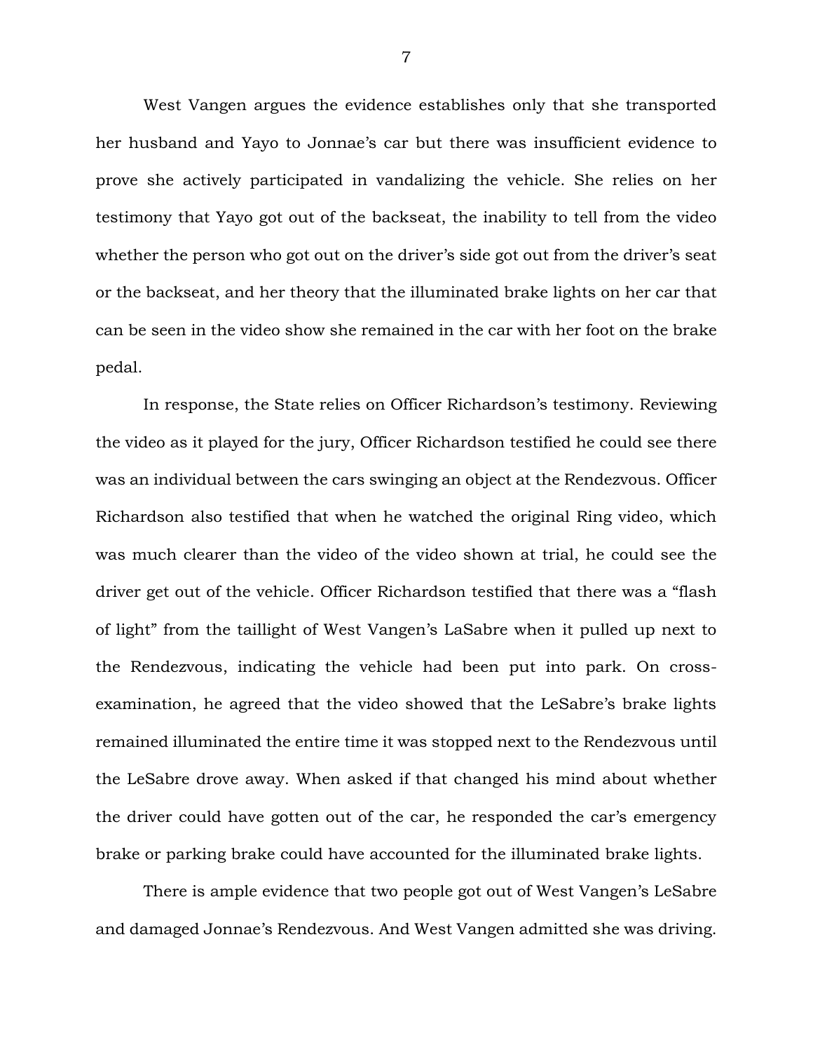West Vangen argues the evidence establishes only that she transported her husband and Yayo to Jonnae's car but there was insufficient evidence to prove she actively participated in vandalizing the vehicle. She relies on her testimony that Yayo got out of the backseat, the inability to tell from the video whether the person who got out on the driver's side got out from the driver's seat or the backseat, and her theory that the illuminated brake lights on her car that can be seen in the video show she remained in the car with her foot on the brake pedal.

In response, the State relies on Officer Richardson's testimony. Reviewing the video as it played for the jury, Officer Richardson testified he could see there was an individual between the cars swinging an object at the Rendezvous. Officer Richardson also testified that when he watched the original Ring video, which was much clearer than the video of the video shown at trial, he could see the driver get out of the vehicle. Officer Richardson testified that there was a "flash of light" from the taillight of West Vangen's LaSabre when it pulled up next to the Rendezvous, indicating the vehicle had been put into park. On cross-examination, he agreed that the video showed that the LeSabre's brake lights remained illuminated the entire time it was stopped next to the Rendezvous until the LeSabre drove away. When asked if that changed his mind about whether the driver could have gotten out of the car, he responded the car's emergency brake or parking brake could have accounted for the illuminated brake lights.

There is ample evidence that two people got out of West Vangen's LeSabre and damaged Jonnae's Rendezvous. And West Vangen admitted she was driving.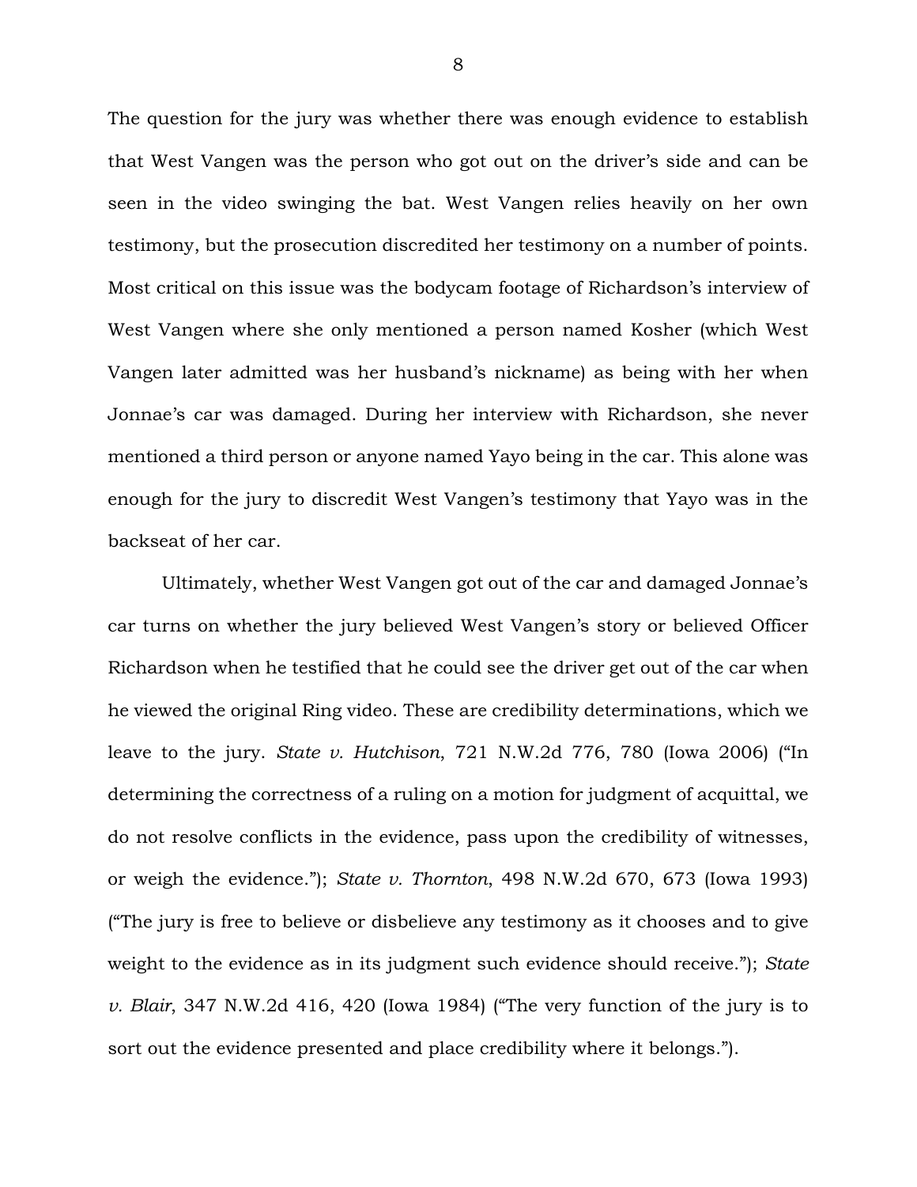The question for the jury was whether there was enough evidence to establish that West Vangen was the person who got out on the driver's side and can be seen in the video swinging the bat. West Vangen relies heavily on her own testimony, but the prosecution discredited her testimony on a number of points. Most critical on this issue was the bodycam footage of Richardson's interview of West Vangen where she only mentioned a person named Kosher (which West Vangen later admitted was her husband's nickname) as being with her when Jonnae's car was damaged. During her interview with Richardson, she never mentioned a third person or anyone named Yayo being in the car. This alone was enough for the jury to discredit West Vangen's testimony that Yayo was in the backseat of her car.

Ultimately, whether West Vangen got out of the car and damaged Jonnae's car turns on whether the jury believed West Vangen's story or believed Officer Richardson when he testified that he could see the driver get out of the car when he viewed the original Ring video. These are credibility determinations, which we leave to the jury. *State v. Hutchison*, 721 N.W.2d 776, 780 (Iowa 2006) ("In determining the correctness of a ruling on a motion for judgment of acquittal, we do not resolve conflicts in the evidence, pass upon the credibility of witnesses, or weigh the evidence."); *State v. Thornton*, 498 N.W.2d 670, 673 (Iowa 1993) ("The jury is free to believe or disbelieve any testimony as it chooses and to give weight to the evidence as in its judgment such evidence should receive."); *State v. Blair*, 347 N.W.2d 416, 420 (Iowa 1984) ("The very function of the jury is to sort out the evidence presented and place credibility where it belongs.").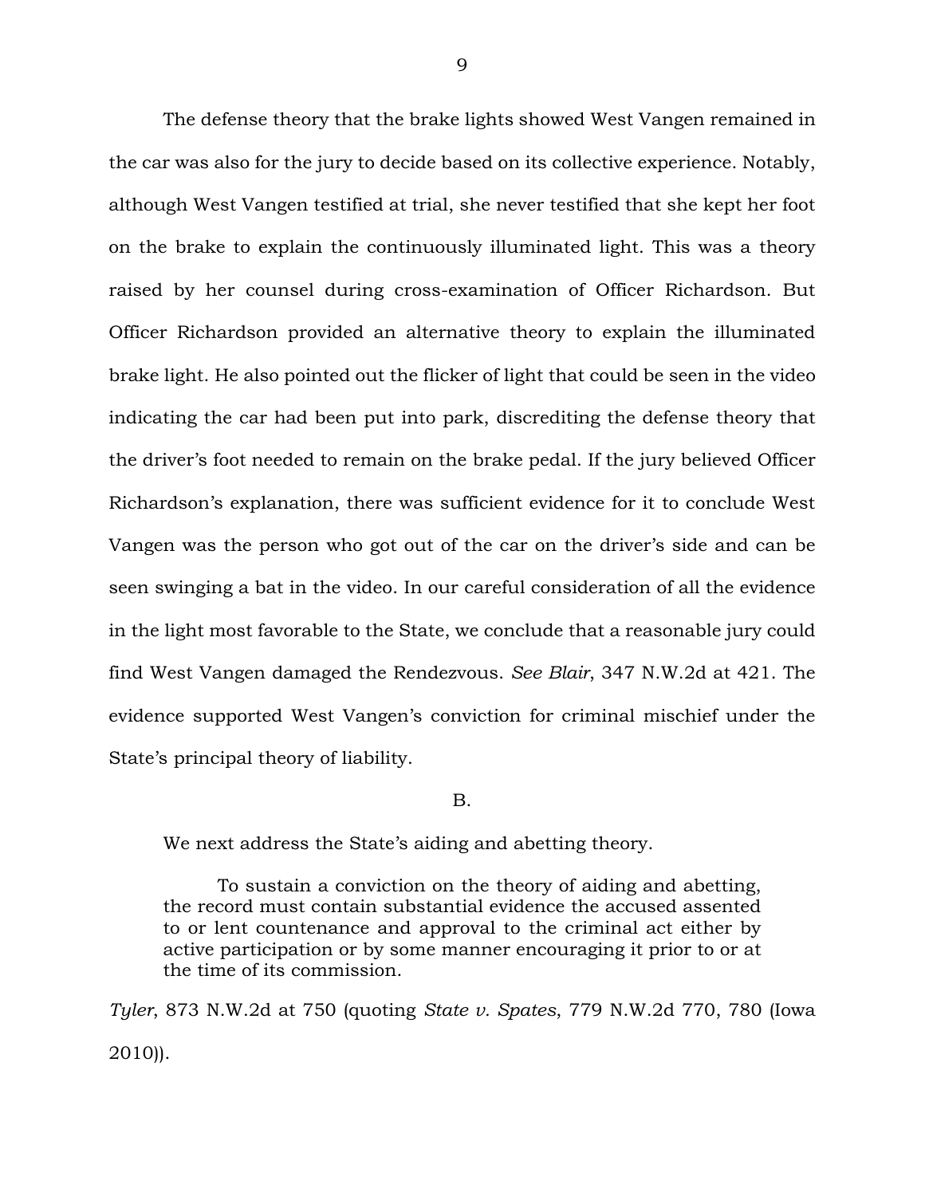The defense theory that the brake lights showed West Vangen remained in the car was also for the jury to decide based on its collective experience. Notably, although West Vangen testified at trial, she never testified that she kept her foot on the brake to explain the continuously illuminated light. This was a theory raised by her counsel during cross-examination of Officer Richardson. But Officer Richardson provided an alternative theory to explain the illuminated brake light. He also pointed out the flicker of light that could be seen in the video indicating the car had been put into park, discrediting the defense theory that the driver's foot needed to remain on the brake pedal. If the jury believed Officer Richardson's explanation, there was sufficient evidence for it to conclude West Vangen was the person who got out of the car on the driver's side and can be seen swinging a bat in the video. In our careful consideration of all the evidence in the light most favorable to the State, we conclude that a reasonable jury could find West Vangen damaged the Rendezvous. *See Blair*, 347 N.W.2d at 421. The evidence supported West Vangen's conviction for criminal mischief under the State's principal theory of liability.

B.

We next address the State's aiding and abetting theory.

> To sustain a conviction on the theory of aiding and abetting, the record must contain substantial evidence the accused assented to or lent countenance and approval to the criminal act either by active participation or by some manner encouraging it prior to or at the time of its commission.

*Tyler*, 873 N.W.2d at 750 (quoting *State v. Spates*, 779 N.W.2d 770, 780 (Iowa 2010)).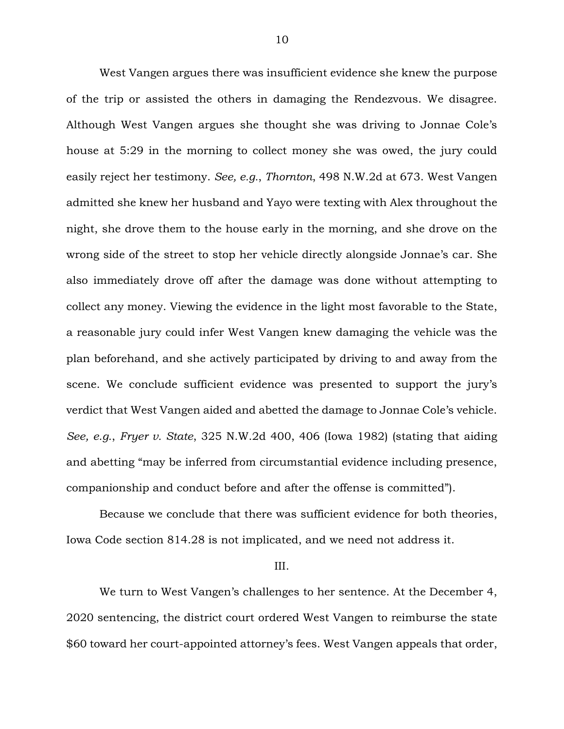West Vangen argues there was insufficient evidence she knew the purpose of the trip or assisted the others in damaging the Rendezvous. We disagree. Although West Vangen argues she thought she was driving to Jonnae Cole's house at 5:29 in the morning to collect money she was owed, the jury could easily reject her testimony. *See, e.g.*, *Thornton*, 498 N.W.2d at 673. West Vangen admitted she knew her husband and Yayo were texting with Alex throughout the night, she drove them to the house early in the morning, and she drove on the wrong side of the street to stop her vehicle directly alongside Jonnae's car. She also immediately drove off after the damage was done without attempting to collect any money. Viewing the evidence in the light most favorable to the State, a reasonable jury could infer West Vangen knew damaging the vehicle was the plan beforehand, and she actively participated by driving to and away from the scene. We conclude sufficient evidence was presented to support the jury's verdict that West Vangen aided and abetted the damage to Jonnae Cole's vehicle. *See, e.g.*, *Fryer v. State*, 325 N.W.2d 400, 406 (Iowa 1982) (stating that aiding and abetting "may be inferred from circumstantial evidence including presence, companionship and conduct before and after the offense is committed").

Because we conclude that there was sufficient evidence for both theories, Iowa Code section 814.28 is not implicated, and we need not address it.

III.

We turn to West Vangen's challenges to her sentence. At the December 4, 2020 sentencing, the district court ordered West Vangen to reimburse the state $60 toward her court-appointed attorney's fees. West Vangen appeals that order,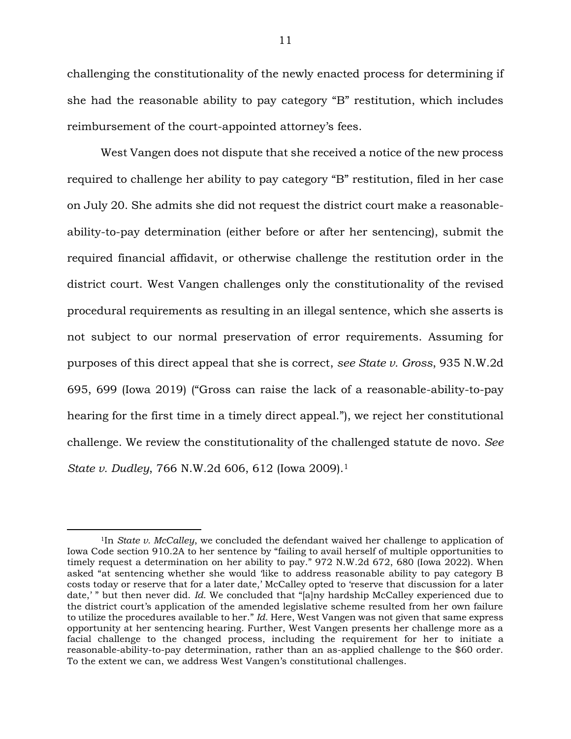challenging the constitutionality of the newly enacted process for determining if she had the reasonable ability to pay category "B" restitution, which includes reimbursement of the court-appointed attorney's fees.

West Vangen does not dispute that she received a notice of the new process required to challenge her ability to pay category "B" restitution, filed in her case on July 20. She admits she did not request the district court make a reasonable-ability-to-pay determination (either before or after her sentencing), submit the required financial affidavit, or otherwise challenge the restitution order in the district court. West Vangen challenges only the constitutionality of the revised procedural requirements as resulting in an illegal sentence, which she asserts is not subject to our normal preservation of error requirements. Assuming for purposes of this direct appeal that she is correct, *see State v. Gross*, 935 N.W.2d 695, 699 (Iowa 2019) ("Gross can raise the lack of a reasonable-ability-to-pay hearing for the first time in a timely direct appeal."), we reject her constitutional challenge. We review the constitutionality of the challenged statute de novo. *See State v. Dudley*, 766 N.W.2d 606, 612 (Iowa 2009).[1]

---

[1]In *State v. McCalley*, we concluded the defendant waived her challenge to application of Iowa Code section 910.2A to her sentence by "failing to avail herself of multiple opportunities to timely request a determination on her ability to pay." 972 N.W.2d 672, 680 (Iowa 2022). When asked "at sentencing whether she would 'like to address reasonable ability to pay category B costs today or reserve that for a later date,' McCalley opted to 'reserve that discussion for a later date,' " but then never did. *Id.* We concluded that "[a]ny hardship McCalley experienced due to the district court's application of the amended legislative scheme resulted from her own failure to utilize the procedures available to her." *Id.* Here, West Vangen was not given that same express opportunity at her sentencing hearing. Further, West Vangen presents her challenge more as a facial challenge to the changed process, including the requirement for her to initiate a reasonable-ability-to-pay determination, rather than an as-applied challenge to the $60 order. To the extent we can, we address West Vangen's constitutional challenges.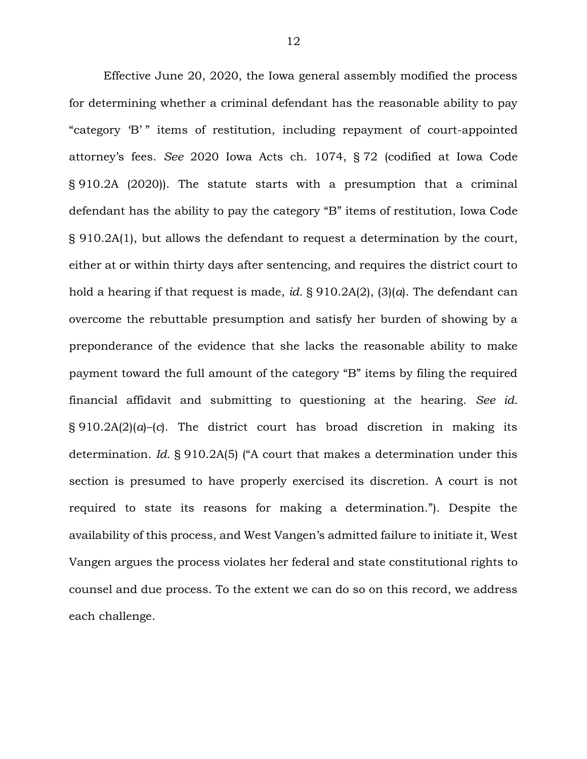Effective June 20, 2020, the Iowa general assembly modified the process for determining whether a criminal defendant has the reasonable ability to pay "category 'B' " items of restitution, including repayment of court-appointed attorney's fees. *See* 2020 Iowa Acts ch. 1074, § 72 (codified at Iowa Code § 910.2A (2020)). The statute starts with a presumption that a criminal defendant has the ability to pay the category "B" items of restitution, Iowa Code § 910.2A(1), but allows the defendant to request a determination by the court, either at or within thirty days after sentencing, and requires the district court to hold a hearing if that request is made, *id.* § 910.2A(2), (3)(*a*). The defendant can overcome the rebuttable presumption and satisfy her burden of showing by a preponderance of the evidence that she lacks the reasonable ability to make payment toward the full amount of the category "B" items by filing the required financial affidavit and submitting to questioning at the hearing. *See id.* § 910.2A(2)(*a*)–(*c*). The district court has broad discretion in making its determination. *Id.* § 910.2A(5) ("A court that makes a determination under this section is presumed to have properly exercised its discretion. A court is not required to state its reasons for making a determination."). Despite the availability of this process, and West Vangen's admitted failure to initiate it, West Vangen argues the process violates her federal and state constitutional rights to counsel and due process. To the extent we can do so on this record, we address each challenge.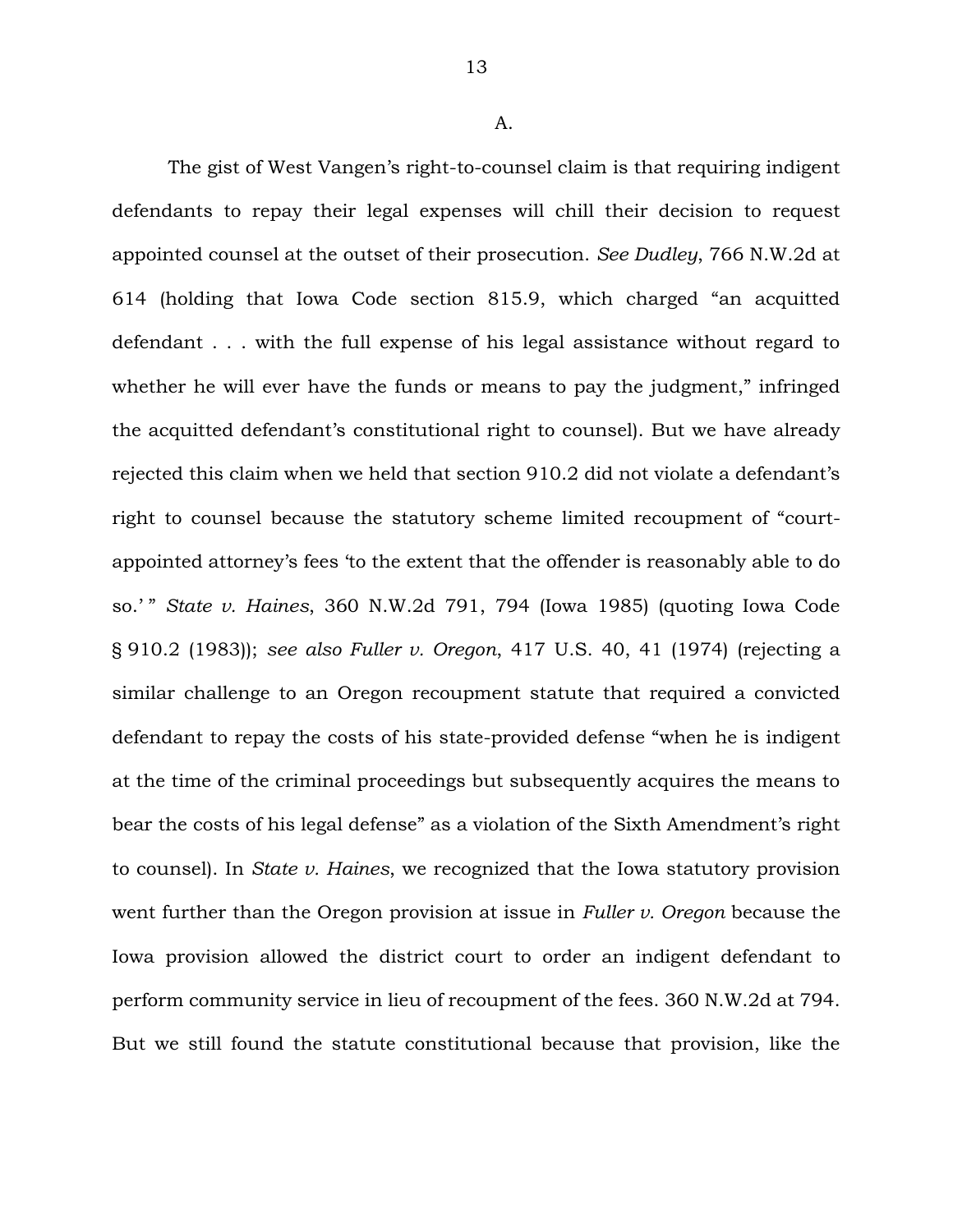A.

The gist of West Vangen's right-to-counsel claim is that requiring indigent defendants to repay their legal expenses will chill their decision to request appointed counsel at the outset of their prosecution. *See Dudley*, 766 N.W.2d at 614 (holding that Iowa Code section 815.9, which charged "an acquitted defendant . . . with the full expense of his legal assistance without regard to whether he will ever have the funds or means to pay the judgment," infringed the acquitted defendant's constitutional right to counsel). But we have already rejected this claim when we held that section 910.2 did not violate a defendant's right to counsel because the statutory scheme limited recoupment of "court-appointed attorney's fees 'to the extent that the offender is reasonably able to do so.' " *State v. Haines*, 360 N.W.2d 791, 794 (Iowa 1985) (quoting Iowa Code § 910.2 (1983)); *see also Fuller v. Oregon*, 417 U.S. 40, 41 (1974) (rejecting a similar challenge to an Oregon recoupment statute that required a convicted defendant to repay the costs of his state-provided defense "when he is indigent at the time of the criminal proceedings but subsequently acquires the means to bear the costs of his legal defense" as a violation of the Sixth Amendment's right to counsel). In *State v. Haines*, we recognized that the Iowa statutory provision went further than the Oregon provision at issue in *Fuller v. Oregon* because the Iowa provision allowed the district court to order an indigent defendant to perform community service in lieu of recoupment of the fees. 360 N.W.2d at 794. But we still found the statute constitutional because that provision, like the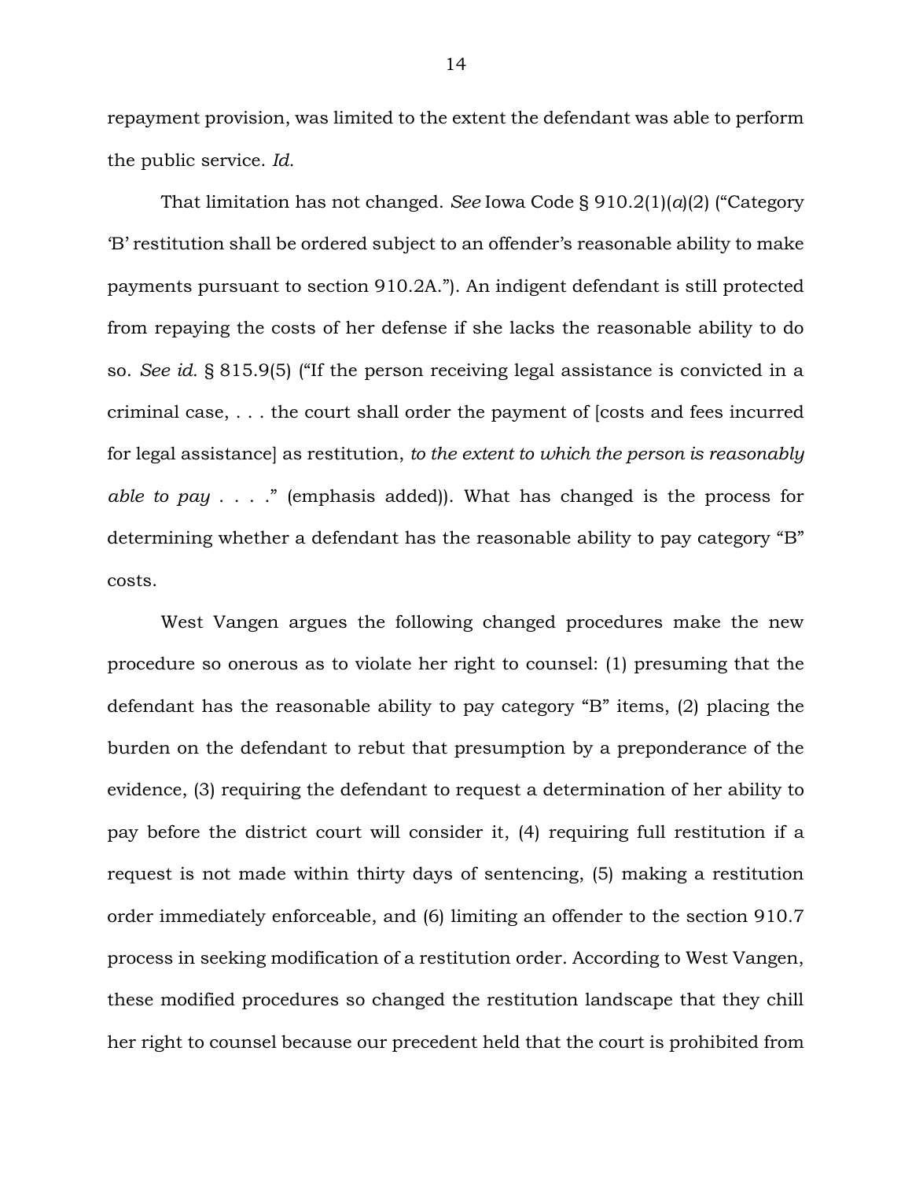repayment provision, was limited to the extent the defendant was able to perform the public service. *Id.*

That limitation has not changed. *See* Iowa Code § 910.2(1)(*a*)(2) ("Category 'B' restitution shall be ordered subject to an offender's reasonable ability to make payments pursuant to section 910.2A."). An indigent defendant is still protected from repaying the costs of her defense if she lacks the reasonable ability to do so. *See id.* § 815.9(5) ("If the person receiving legal assistance is convicted in a criminal case, . . . the court shall order the payment of [costs and fees incurred for legal assistance] as restitution, *to the extent to which the person is reasonably able to pay* . . . ." (emphasis added)). What has changed is the process for determining whether a defendant has the reasonable ability to pay category "B" costs.

West Vangen argues the following changed procedures make the new procedure so onerous as to violate her right to counsel: (1) presuming that the defendant has the reasonable ability to pay category "B" items, (2) placing the burden on the defendant to rebut that presumption by a preponderance of the evidence, (3) requiring the defendant to request a determination of her ability to pay before the district court will consider it, (4) requiring full restitution if a request is not made within thirty days of sentencing, (5) making a restitution order immediately enforceable, and (6) limiting an offender to the section 910.7 process in seeking modification of a restitution order. According to West Vangen, these modified procedures so changed the restitution landscape that they chill her right to counsel because our precedent held that the court is prohibited from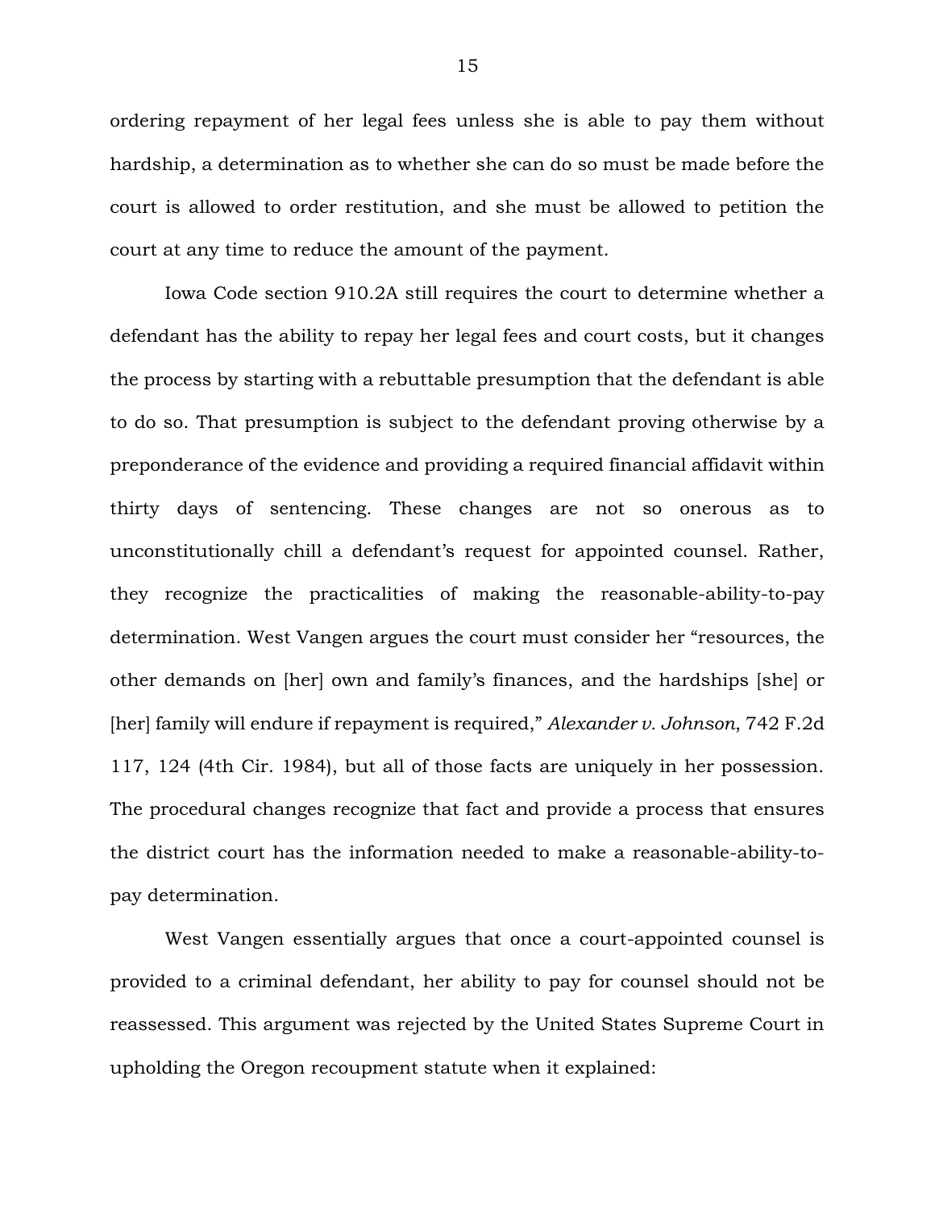ordering repayment of her legal fees unless she is able to pay them without hardship, a determination as to whether she can do so must be made before the court is allowed to order restitution, and she must be allowed to petition the court at any time to reduce the amount of the payment.

Iowa Code section 910.2A still requires the court to determine whether a defendant has the ability to repay her legal fees and court costs, but it changes the process by starting with a rebuttable presumption that the defendant is able to do so. That presumption is subject to the defendant proving otherwise by a preponderance of the evidence and providing a required financial affidavit within thirty days of sentencing. These changes are not so onerous as to unconstitutionally chill a defendant's request for appointed counsel. Rather, they recognize the practicalities of making the reasonable-ability-to-pay determination. West Vangen argues the court must consider her "resources, the other demands on [her] own and family's finances, and the hardships [she] or [her] family will endure if repayment is required," *Alexander v. Johnson*, 742 F.2d 117, 124 (4th Cir. 1984), but all of those facts are uniquely in her possession. The procedural changes recognize that fact and provide a process that ensures the district court has the information needed to make a reasonable-ability-to-pay determination.

West Vangen essentially argues that once a court-appointed counsel is provided to a criminal defendant, her ability to pay for counsel should not be reassessed. This argument was rejected by the United States Supreme Court in upholding the Oregon recoupment statute when it explained: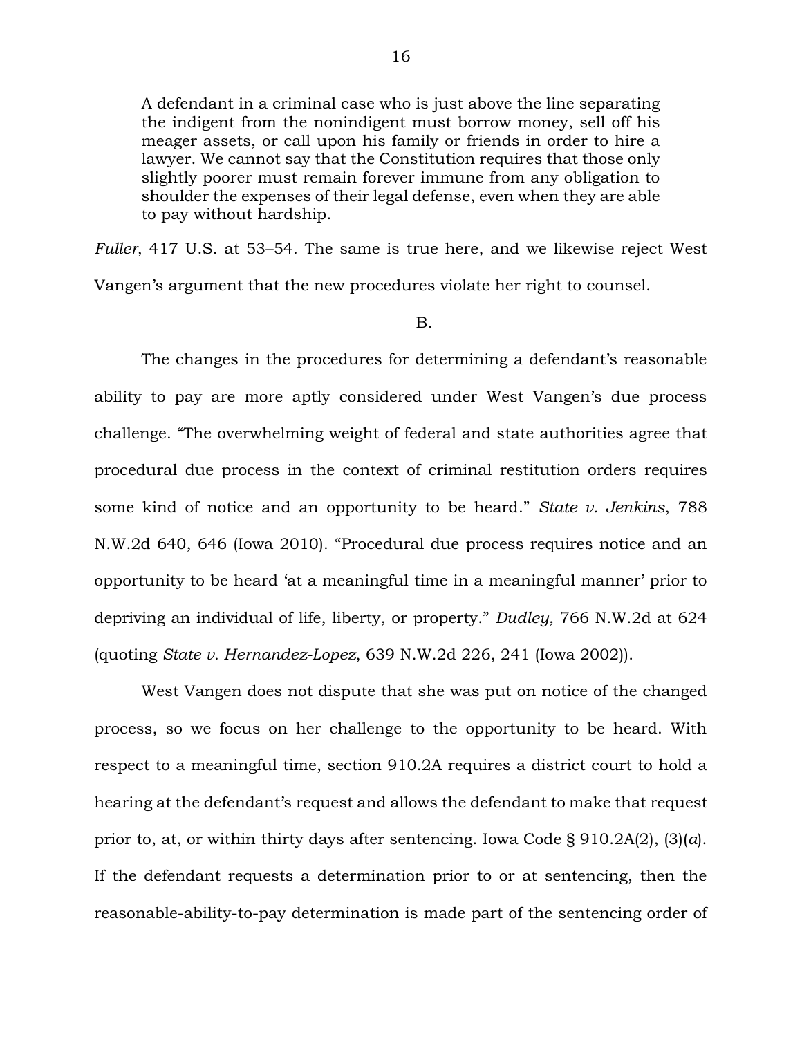> A defendant in a criminal case who is just above the line separating the indigent from the nonindigent must borrow money, sell off his meager assets, or call upon his family or friends in order to hire a lawyer. We cannot say that the Constitution requires that those only slightly poorer must remain forever immune from any obligation to shoulder the expenses of their legal defense, even when they are able to pay without hardship.

*Fuller*, 417 U.S. at 53–54. The same is true here, and we likewise reject West Vangen's argument that the new procedures violate her right to counsel.

B.

The changes in the procedures for determining a defendant's reasonable ability to pay are more aptly considered under West Vangen's due process challenge. "The overwhelming weight of federal and state authorities agree that procedural due process in the context of criminal restitution orders requires some kind of notice and an opportunity to be heard." *State v. Jenkins*, 788 N.W.2d 640, 646 (Iowa 2010). "Procedural due process requires notice and an opportunity to be heard 'at a meaningful time in a meaningful manner' prior to depriving an individual of life, liberty, or property." *Dudley*, 766 N.W.2d at 624 (quoting *State v. Hernandez-Lopez*, 639 N.W.2d 226, 241 (Iowa 2002)).

West Vangen does not dispute that she was put on notice of the changed process, so we focus on her challenge to the opportunity to be heard. With respect to a meaningful time, section 910.2A requires a district court to hold a hearing at the defendant's request and allows the defendant to make that request prior to, at, or within thirty days after sentencing. Iowa Code § 910.2A(2), (3)(*a*). If the defendant requests a determination prior to or at sentencing, then the reasonable-ability-to-pay determination is made part of the sentencing order of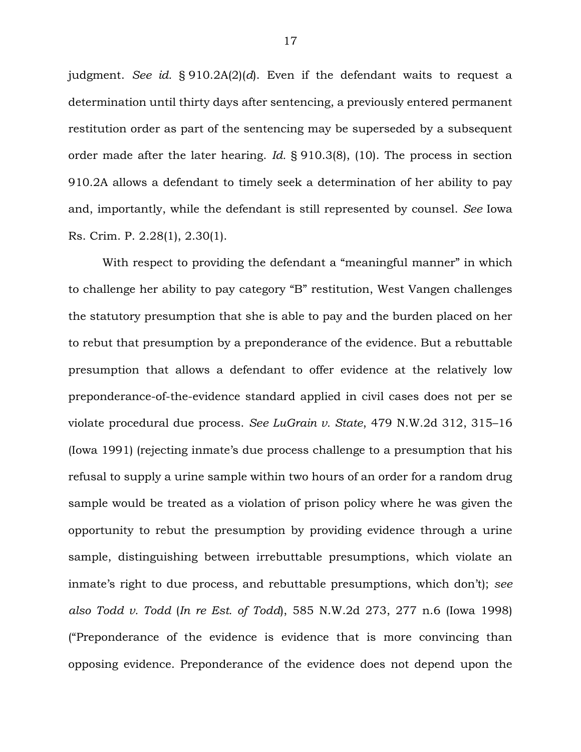judgment. *See id.* § 910.2A(2)(*d*). Even if the defendant waits to request a determination until thirty days after sentencing, a previously entered permanent restitution order as part of the sentencing may be superseded by a subsequent order made after the later hearing. *Id.* § 910.3(8), (10). The process in section 910.2A allows a defendant to timely seek a determination of her ability to pay and, importantly, while the defendant is still represented by counsel. *See* Iowa Rs. Crim. P. 2.28(1), 2.30(1).

With respect to providing the defendant a "meaningful manner" in which to challenge her ability to pay category "B" restitution, West Vangen challenges the statutory presumption that she is able to pay and the burden placed on her to rebut that presumption by a preponderance of the evidence. But a rebuttable presumption that allows a defendant to offer evidence at the relatively low preponderance-of-the-evidence standard applied in civil cases does not per se violate procedural due process. *See LuGrain v. State*, 479 N.W.2d 312, 315–16 (Iowa 1991) (rejecting inmate's due process challenge to a presumption that his refusal to supply a urine sample within two hours of an order for a random drug sample would be treated as a violation of prison policy where he was given the opportunity to rebut the presumption by providing evidence through a urine sample, distinguishing between irrebuttable presumptions, which violate an inmate's right to due process, and rebuttable presumptions, which don't); *see also Todd v. Todd* (*In re Est. of Todd*), 585 N.W.2d 273, 277 n.6 (Iowa 1998) ("Preponderance of the evidence is evidence that is more convincing than opposing evidence. Preponderance of the evidence does not depend upon the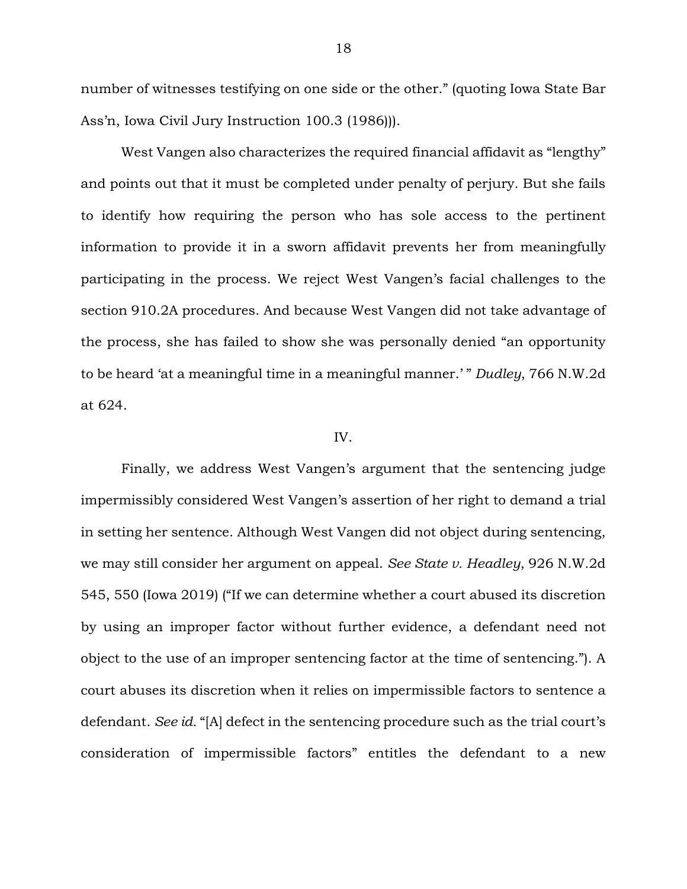number of witnesses testifying on one side or the other." (quoting Iowa State Bar Ass'n, Iowa Civil Jury Instruction 100.3 (1986))).

West Vangen also characterizes the required financial affidavit as "lengthy" and points out that it must be completed under penalty of perjury. But she fails to identify how requiring the person who has sole access to the pertinent information to provide it in a sworn affidavit prevents her from meaningfully participating in the process. We reject West Vangen's facial challenges to the section 910.2A procedures. And because West Vangen did not take advantage of the process, she has failed to show she was personally denied "an opportunity to be heard 'at a meaningful time in a meaningful manner.' " *Dudley*, 766 N.W.2d at 624.

IV.

Finally, we address West Vangen's argument that the sentencing judge impermissibly considered West Vangen's assertion of her right to demand a trial in setting her sentence. Although West Vangen did not object during sentencing, we may still consider her argument on appeal. *See State v. Headley*, 926 N.W.2d 545, 550 (Iowa 2019) ("If we can determine whether a court abused its discretion by using an improper factor without further evidence, a defendant need not object to the use of an improper sentencing factor at the time of sentencing."). A court abuses its discretion when it relies on impermissible factors to sentence a defendant. *See id.* "[A] defect in the sentencing procedure such as the trial court's consideration of impermissible factors" entitles the defendant to a new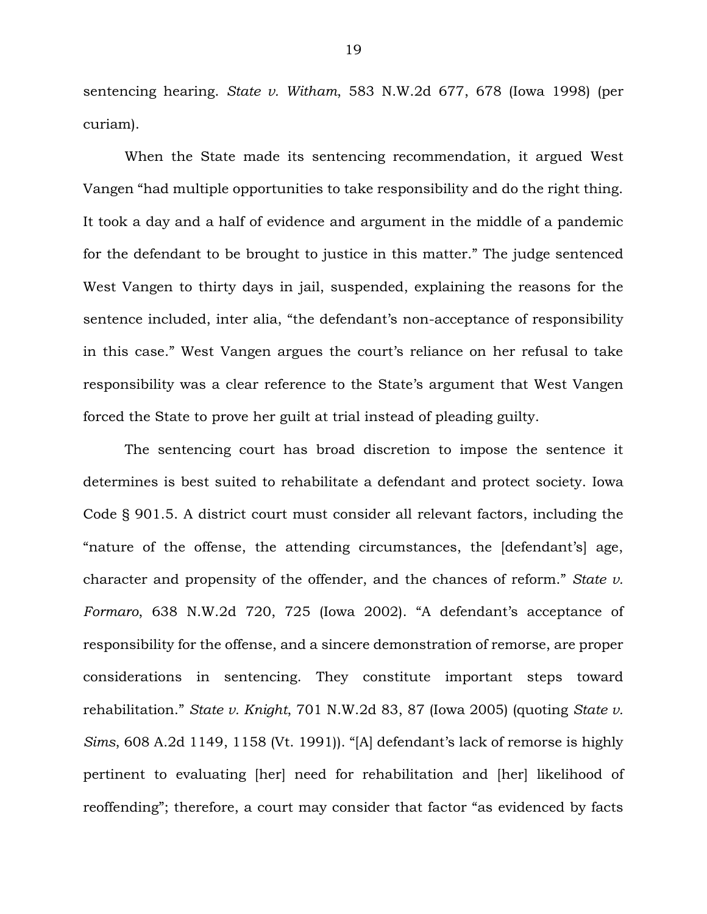sentencing hearing. *State v. Witham*, 583 N.W.2d 677, 678 (Iowa 1998) (per curiam).

When the State made its sentencing recommendation, it argued West Vangen "had multiple opportunities to take responsibility and do the right thing. It took a day and a half of evidence and argument in the middle of a pandemic for the defendant to be brought to justice in this matter." The judge sentenced West Vangen to thirty days in jail, suspended, explaining the reasons for the sentence included, inter alia, "the defendant's non-acceptance of responsibility in this case." West Vangen argues the court's reliance on her refusal to take responsibility was a clear reference to the State's argument that West Vangen forced the State to prove her guilt at trial instead of pleading guilty.

The sentencing court has broad discretion to impose the sentence it determines is best suited to rehabilitate a defendant and protect society. Iowa Code § 901.5. A district court must consider all relevant factors, including the "nature of the offense, the attending circumstances, the [defendant's] age, character and propensity of the offender, and the chances of reform." *State v. Formaro*, 638 N.W.2d 720, 725 (Iowa 2002). "A defendant's acceptance of responsibility for the offense, and a sincere demonstration of remorse, are proper considerations in sentencing. They constitute important steps toward rehabilitation." *State v. Knight*, 701 N.W.2d 83, 87 (Iowa 2005) (quoting *State v. Sims*, 608 A.2d 1149, 1158 (Vt. 1991)). "[A] defendant's lack of remorse is highly pertinent to evaluating [her] need for rehabilitation and [her] likelihood of reoffending"; therefore, a court may consider that factor "as evidenced by facts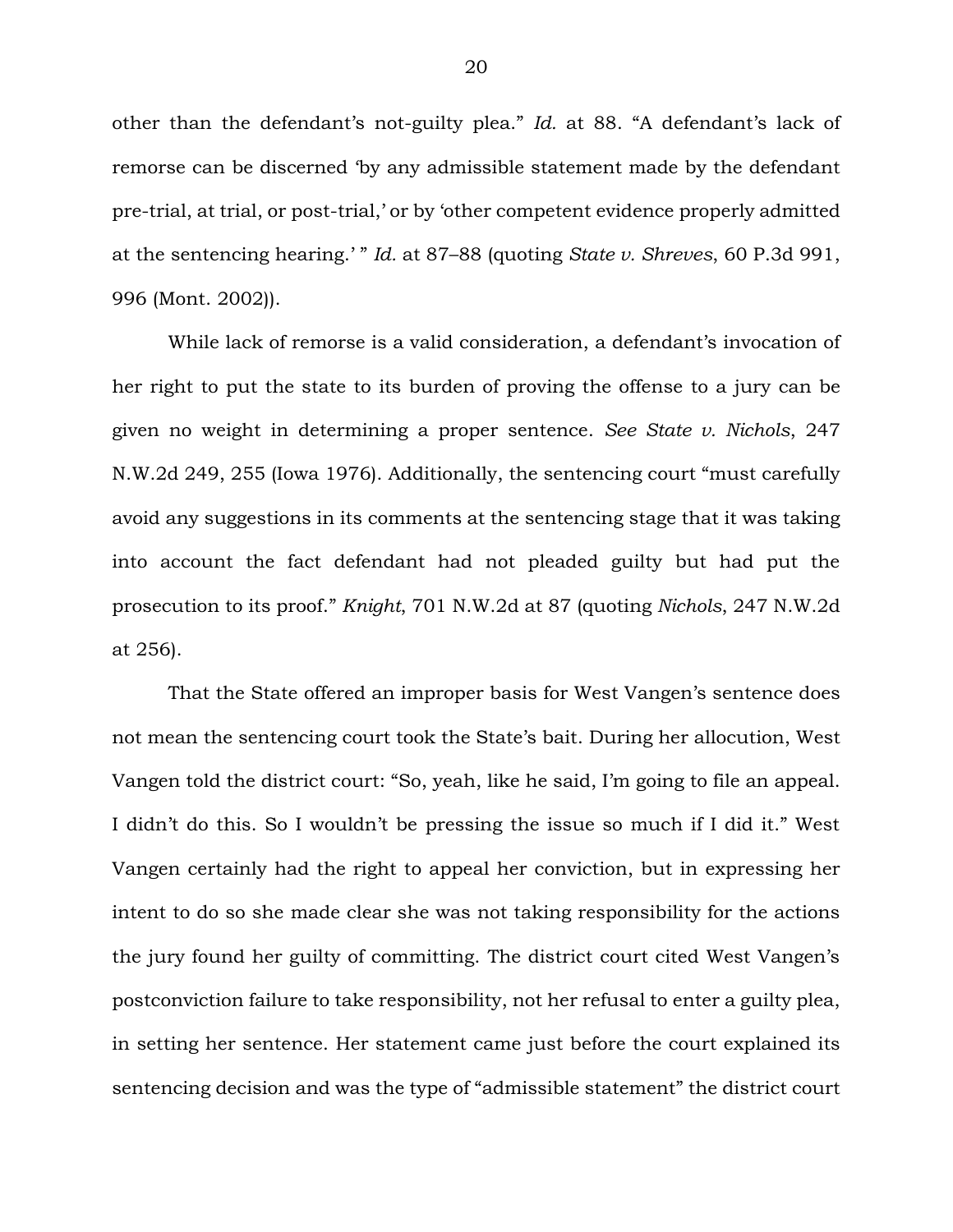other than the defendant's not-guilty plea." *Id.* at 88. "A defendant's lack of remorse can be discerned 'by any admissible statement made by the defendant pre-trial, at trial, or post-trial,' or by 'other competent evidence properly admitted at the sentencing hearing.' " *Id.* at 87–88 (quoting *State v. Shreves*, 60 P.3d 991, 996 (Mont. 2002)).

While lack of remorse is a valid consideration, a defendant's invocation of her right to put the state to its burden of proving the offense to a jury can be given no weight in determining a proper sentence. *See State v. Nichols*, 247 N.W.2d 249, 255 (Iowa 1976). Additionally, the sentencing court "must carefully avoid any suggestions in its comments at the sentencing stage that it was taking into account the fact defendant had not pleaded guilty but had put the prosecution to its proof." *Knight*, 701 N.W.2d at 87 (quoting *Nichols*, 247 N.W.2d at 256).

That the State offered an improper basis for West Vangen's sentence does not mean the sentencing court took the State's bait. During her allocution, West Vangen told the district court: "So, yeah, like he said, I'm going to file an appeal. I didn't do this. So I wouldn't be pressing the issue so much if I did it." West Vangen certainly had the right to appeal her conviction, but in expressing her intent to do so she made clear she was not taking responsibility for the actions the jury found her guilty of committing. The district court cited West Vangen's postconviction failure to take responsibility, not her refusal to enter a guilty plea, in setting her sentence. Her statement came just before the court explained its sentencing decision and was the type of "admissible statement" the district court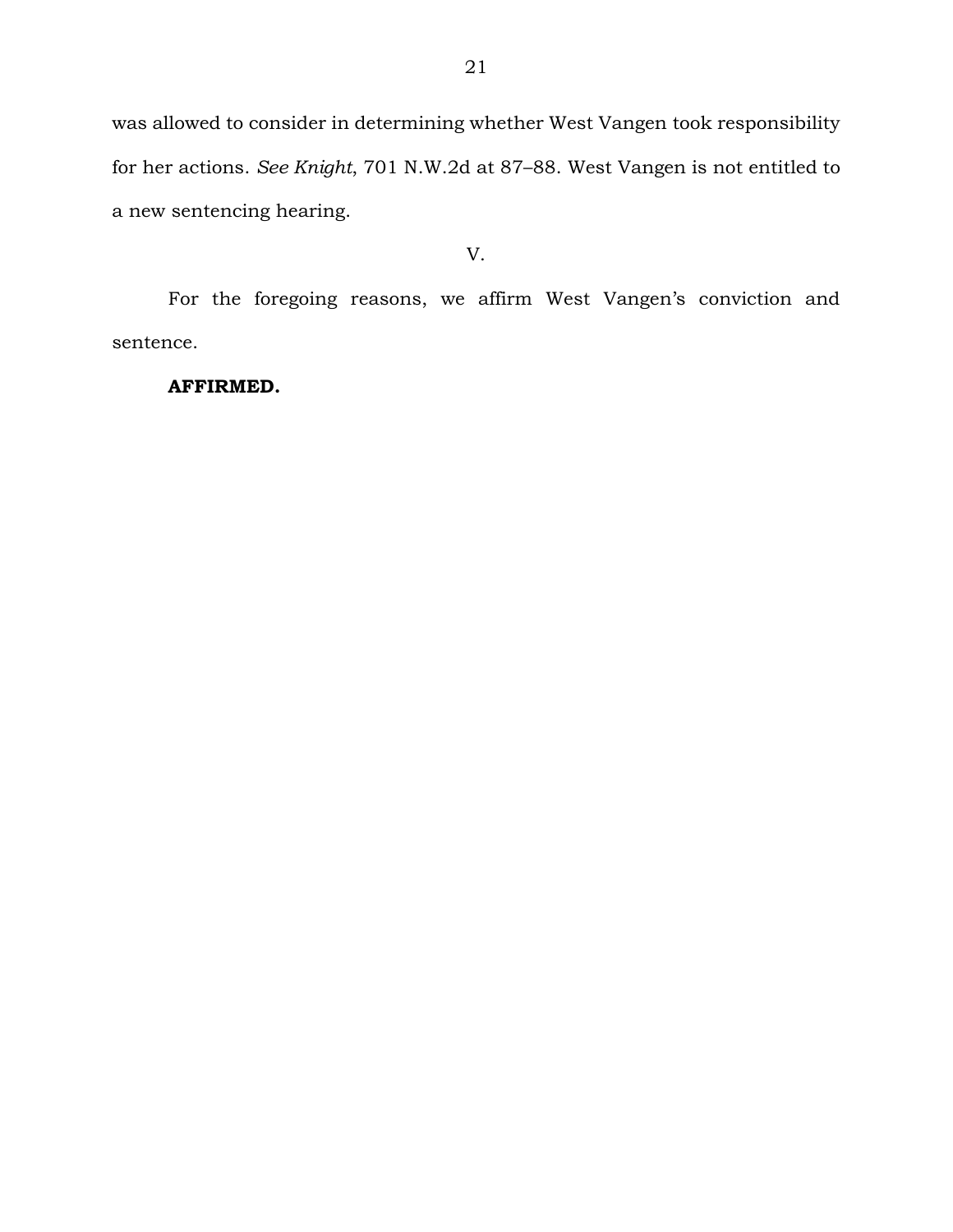was allowed to consider in determining whether West Vangen took responsibility for her actions. *See Knight*, 701 N.W.2d at 87–88. West Vangen is not entitled to a new sentencing hearing.

V.

For the foregoing reasons, we affirm West Vangen's conviction and sentence.

**AFFIRMED.**